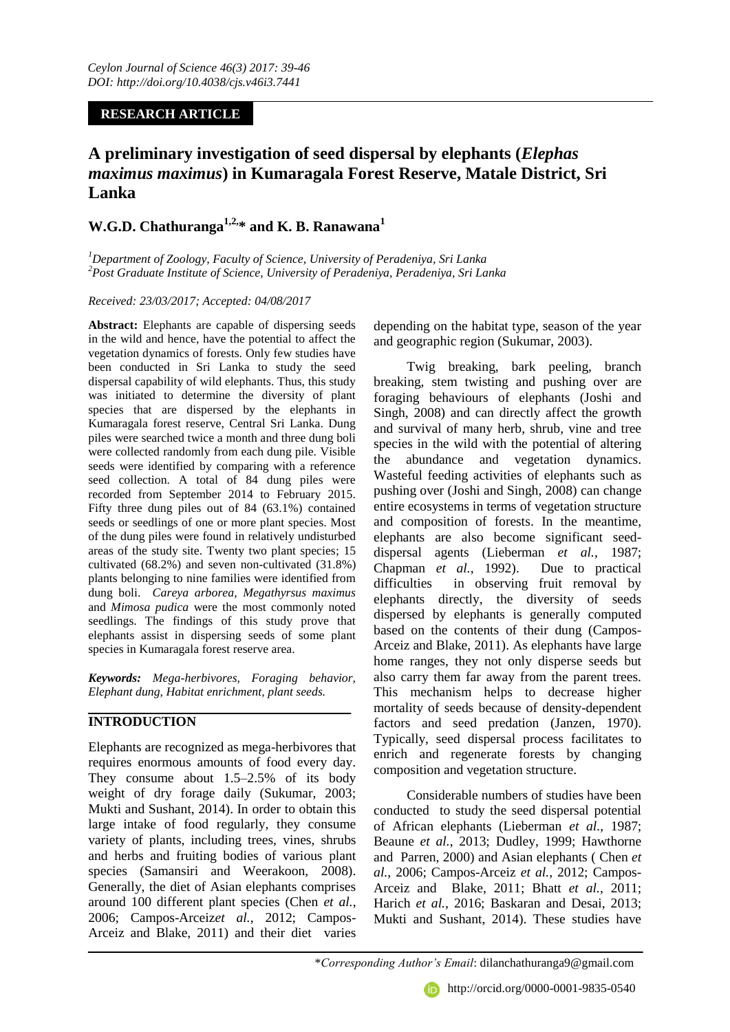**RESEARCH ARTICLE**

# A preliminary investigation of seed dispersal by elephants (*Elephas maximus maximus*) in Kumaragala Forest Reserve, Matale District, Sri Lanka

**W.G.D. Chathuranga[1,2,*] and K. B. Ranawana[1]**

[1]*Department of Zoology, Faculty of Science, University of Peradeniya, Sri Lanka*
[2]*Post Graduate Institute of Science, University of Peradeniya, Peradeniya, Sri Lanka*

*Received: 23/03/2017; Accepted: 04/08/2017*

**Abstract:** Elephants are capable of dispersing seeds in the wild and hence, have the potential to affect the vegetation dynamics of forests. Only few studies have been conducted in Sri Lanka to study the seed dispersal capability of wild elephants. Thus, this study was initiated to determine the diversity of plant species that are dispersed by the elephants in Kumaragala forest reserve, Central Sri Lanka. Dung piles were searched twice a month and three dung boli were collected randomly from each dung pile. Visible seeds were identified by comparing with a reference seed collection. A total of 84 dung piles were recorded from September 2014 to February 2015. Fifty three dung piles out of 84 (63.1%) contained seeds or seedlings of one or more plant species. Most of the dung piles were found in relatively undisturbed areas of the study site. Twenty two plant species; 15 cultivated (68.2%) and seven non-cultivated (31.8%) plants belonging to nine families were identified from dung boli. *Careya arborea*, *Megathyrsus maximus* and *Mimosa pudica* were the most commonly noted seedlings. The findings of this study prove that elephants assist in dispersing seeds of some plant species in Kumaragala forest reserve area.

***Keywords:*** *Mega-herbivores, Foraging behavior, Elephant dung, Habitat enrichment, plant seeds.*

## INTRODUCTION

Elephants are recognized as mega-herbivores that requires enormous amounts of food every day. They consume about 1.5–2.5% of its body weight of dry forage daily (Sukumar, 2003; Mukti and Sushant, 2014). In order to obtain this large intake of food regularly, they consume variety of plants, including trees, vines, shrubs and herbs and fruiting bodies of various plant species (Samansiri and Weerakoon, 2008). Generally, the diet of Asian elephants comprises around 100 different plant species (Chen *et al.*, 2006; Campos-Arceiz*et al.*, 2012; Campos-Arceiz and Blake, 2011) and their diet varies depending on the habitat type, season of the year and geographic region (Sukumar, 2003).

Twig breaking, bark peeling, branch breaking, stem twisting and pushing over are foraging behaviours of elephants (Joshi and Singh, 2008) and can directly affect the growth and survival of many herb, shrub, vine and tree species in the wild with the potential of altering the abundance and vegetation dynamics. Wasteful feeding activities of elephants such as pushing over (Joshi and Singh, 2008) can change entire ecosystems in terms of vegetation structure and composition of forests. In the meantime, elephants are also become significant seed-dispersal agents (Lieberman *et al.*, 1987; Chapman *et al.*, 1992). Due to practical difficulties in observing fruit removal by elephants directly, the diversity of seeds dispersed by elephants is generally computed based on the contents of their dung (Campos-Arceiz and Blake, 2011). As elephants have large home ranges, they not only disperse seeds but also carry them far away from the parent trees. This mechanism helps to decrease higher mortality of seeds because of density-dependent factors and seed predation (Janzen, 1970). Typically, seed dispersal process facilitates to enrich and regenerate forests by changing composition and vegetation structure.

Considerable numbers of studies have been conducted to study the seed dispersal potential of African elephants (Lieberman *et al.*, 1987; Beaune *et al.*, 2013; Dudley, 1999; Hawthorne and Parren, 2000) and Asian elephants ( Chen *et al.*, 2006; Campos-Arceiz *et al.*, 2012; Campos-Arceiz and Blake, 2011; Bhatt *et al.*, 2011; Harich *et al.*, 2016; Baskaran and Desai, 2013; Mukti and Sushant, 2014). These studies have

*\*Corresponding Author's Email*: dilanchathuranga9@gmail.com

http://orcid.org/0000-0001-9835-0540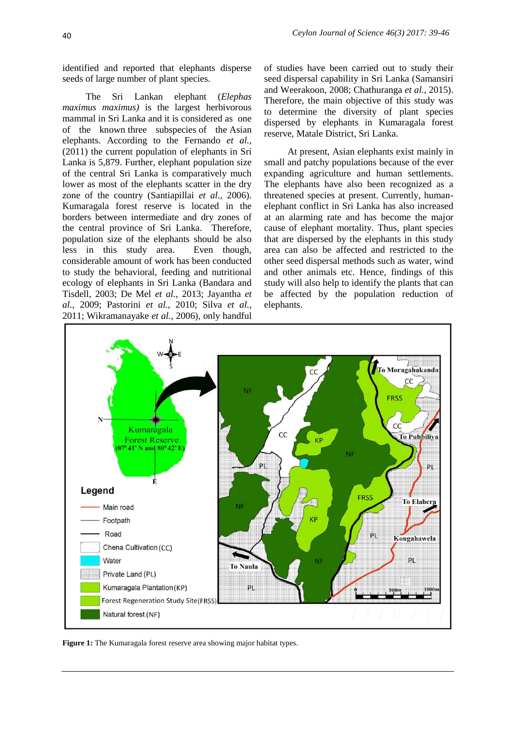identified and reported that elephants disperse seeds of large number of plant species.

The Sri Lankan elephant (*Elephas maximus maximus)* is the largest herbivorous mammal in Sri Lanka and it is considered as one of the known three subspecies of the Asian elephants. According to the Fernando *et al.*, (2011) the current population of elephants in Sri Lanka is 5,879. Further, elephant population size of the central Sri Lanka is comparatively much lower as most of the elephants scatter in the dry zone of the country (Santiapillai *et al*., 2006). Kumaragala forest reserve is located in the borders between intermediate and dry zones of the central province of Sri Lanka. Therefore, population size of the elephants should be also less in this study area. Even though, considerable amount of work has been conducted to study the behavioral, feeding and nutritional ecology of elephants in Sri Lanka (Bandara and Tisdell, 2003; De Mel *et al.*, 2013; Jayantha *et al.*, 2009; Pastorini *et al.*, 2010; Silva *et al.*, 2011; Wikramanayake *et al.*, 2006), only handful of studies have been carried out to study their seed dispersal capability in Sri Lanka (Samansiri and Weerakoon, 2008; Chathuranga *et al.*, 2015). Therefore, the main objective of this study was to determine the diversity of plant species dispersed by elephants in Kumaragala forest reserve, Matale District, Sri Lanka.

At present, Asian elephants exist mainly in small and patchy populations because of the ever expanding agriculture and human settlements. The elephants have also been recognized as a threatened species at present. Currently, human-elephant conflict in Sri Lanka has also increased at an alarming rate and has become the major cause of elephant mortality. Thus, plant species that are dispersed by the elephants in this study area can also be affected and restricted to the other seed dispersal methods such as water, wind and other animals etc. Hence, findings of this study will also help to identify the plants that can be affected by the population reduction of elephants.

**Figure 1:** The Kumaragala forest reserve area showing major habitat types.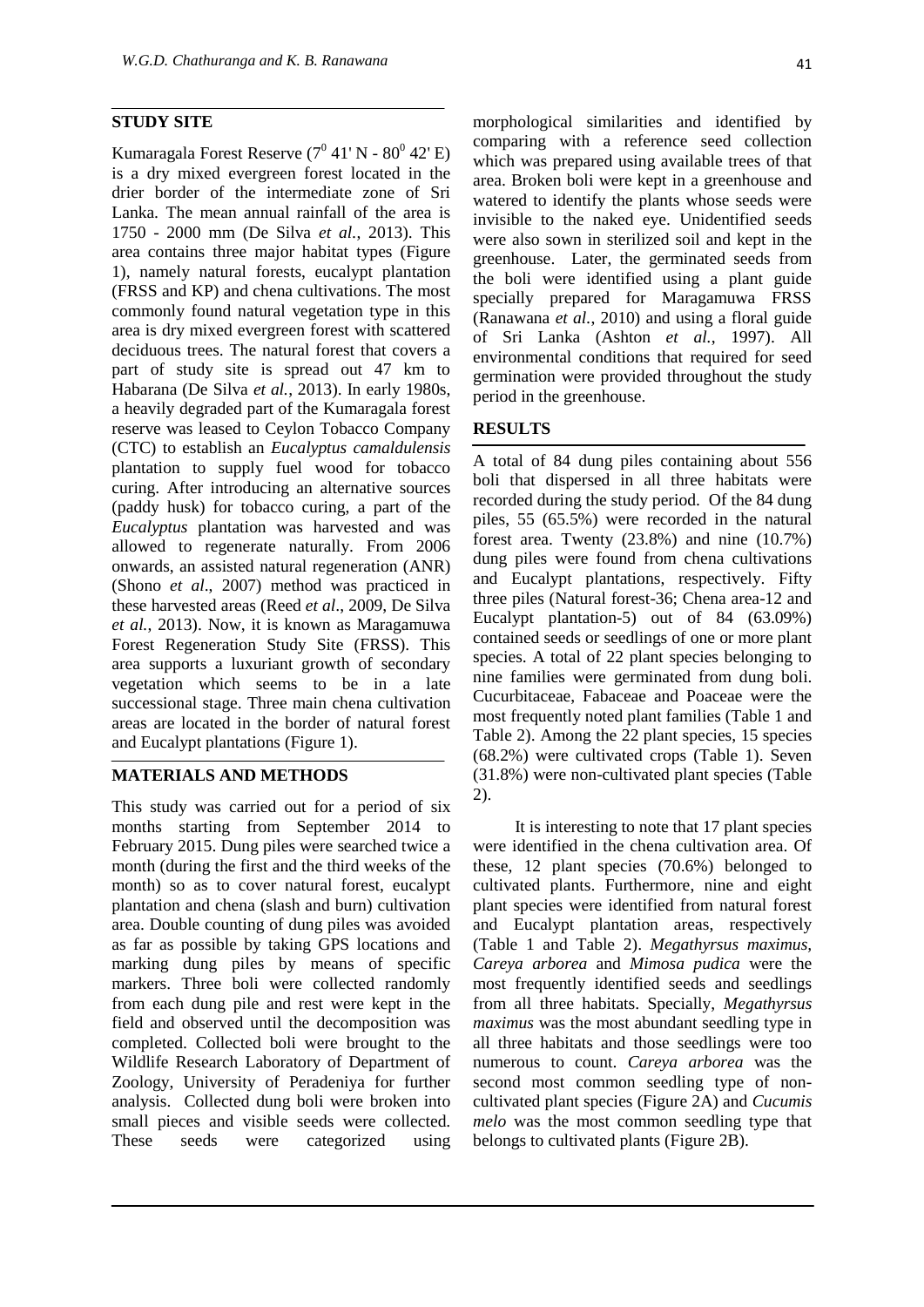## STUDY SITE

Kumaragala Forest Reserve ($7^0$ 41' N - $80^0$ 42' E) is a dry mixed evergreen forest located in the drier border of the intermediate zone of Sri Lanka. The mean annual rainfall of the area is 1750 - 2000 mm (De Silva *et al.*, 2013). This area contains three major habitat types (Figure 1), namely natural forests, eucalypt plantation (FRSS and KP) and chena cultivations. The most commonly found natural vegetation type in this area is dry mixed evergreen forest with scattered deciduous trees. The natural forest that covers a part of study site is spread out 47 km to Habarana (De Silva *et al.*, 2013). In early 1980s, a heavily degraded part of the Kumaragala forest reserve was leased to Ceylon Tobacco Company (CTC) to establish an *Eucalyptus camaldulensis* plantation to supply fuel wood for tobacco curing. After introducing an alternative sources (paddy husk) for tobacco curing, a part of the *Eucalyptus* plantation was harvested and was allowed to regenerate naturally. From 2006 onwards, an assisted natural regeneration (ANR) (Shono *et al*., 2007) method was practiced in these harvested areas (Reed *et al*., 2009, De Silva *et al.*, 2013). Now, it is known as Maragamuwa Forest Regeneration Study Site (FRSS). This area supports a luxuriant growth of secondary vegetation which seems to be in a late successional stage. Three main chena cultivation areas are located in the border of natural forest and Eucalypt plantations (Figure 1).

## MATERIALS AND METHODS

This study was carried out for a period of six months starting from September 2014 to February 2015. Dung piles were searched twice a month (during the first and the third weeks of the month) so as to cover natural forest, eucalypt plantation and chena (slash and burn) cultivation area. Double counting of dung piles was avoided as far as possible by taking GPS locations and marking dung piles by means of specific markers. Three boli were collected randomly from each dung pile and rest were kept in the field and observed until the decomposition was completed. Collected boli were brought to the Wildlife Research Laboratory of Department of Zoology, University of Peradeniya for further analysis. Collected dung boli were broken into small pieces and visible seeds were collected. These seeds were categorized using morphological similarities and identified by comparing with a reference seed collection which was prepared using available trees of that area. Broken boli were kept in a greenhouse and watered to identify the plants whose seeds were invisible to the naked eye. Unidentified seeds were also sown in sterilized soil and kept in the greenhouse. Later, the germinated seeds from the boli were identified using a plant guide specially prepared for Maragamuwa FRSS (Ranawana *et al.*, 2010) and using a floral guide of Sri Lanka (Ashton *et al.*, 1997). All environmental conditions that required for seed germination were provided throughout the study period in the greenhouse.

## RESULTS

A total of 84 dung piles containing about 556 boli that dispersed in all three habitats were recorded during the study period. Of the 84 dung piles, 55 (65.5%) were recorded in the natural forest area. Twenty (23.8%) and nine (10.7%) dung piles were found from chena cultivations and Eucalypt plantations, respectively. Fifty three piles (Natural forest-36; Chena area-12 and Eucalypt plantation-5) out of 84 (63.09%) contained seeds or seedlings of one or more plant species. A total of 22 plant species belonging to nine families were germinated from dung boli. Cucurbitaceae, Fabaceae and Poaceae were the most frequently noted plant families (Table 1 and Table 2). Among the 22 plant species, 15 species (68.2%) were cultivated crops (Table 1). Seven (31.8%) were non-cultivated plant species (Table 2).

It is interesting to note that 17 plant species were identified in the chena cultivation area. Of these, 12 plant species (70.6%) belonged to cultivated plants. Furthermore, nine and eight plant species were identified from natural forest and Eucalypt plantation areas, respectively (Table 1 and Table 2). *Megathyrsus maximus*, *Careya arborea* and *Mimosa pudica* were the most frequently identified seeds and seedlings from all three habitats. Specially, *Megathyrsus maximus* was the most abundant seedling type in all three habitats and those seedlings were too numerous to count. *Careya arborea* was the second most common seedling type of non-cultivated plant species (Figure 2A) and *Cucumis melo* was the most common seedling type that belongs to cultivated plants (Figure 2B).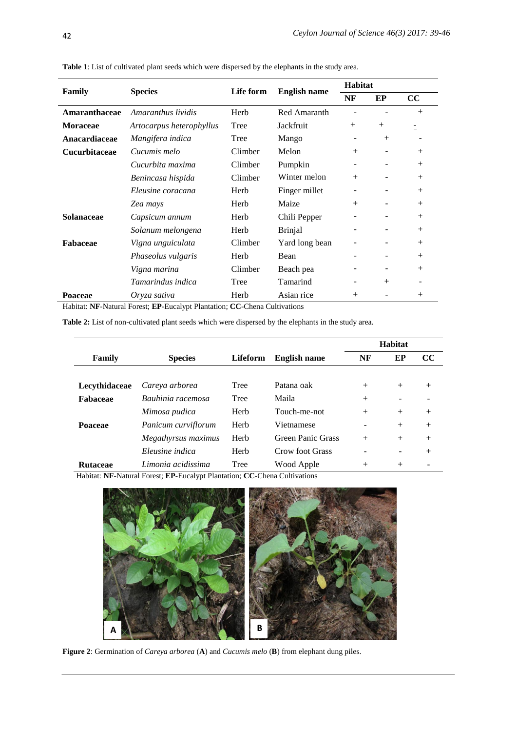**Table 1**: List of cultivated plant seeds which were dispersed by the elephants in the study area.

| Family | Species | Life form | English name | Habitat | | |
|---|---|---|---|---|---|---|
| | | | | NF | EP | CC |
| **Amaranthaceae** | *Amaranthus lividis* | Herb | Red Amaranth | - | - | + |
| **Moraceae** | *Artocarpus heterophyllus* | Tree | Jackfruit | + | + | - |
| **Anacardiaceae** | *Mangifera indica* | Tree | Mango | - | + | - |
| **Cucurbitaceae** | *Cucumis melo* | Climber | Melon | + | - | + |
| | *Cucurbita maxima* | Climber | Pumpkin | - | - | + |
| | *Benincasa hispida* | Climber | Winter melon | + | - | + |
| | *Eleusine coracana* | Herb | Finger millet | - | - | + |
| | *Zea mays* | Herb | Maize | + | - | + |
| **Solanaceae** | *Capsicum annum* | Herb | Chili Pepper | - | - | + |
| | *Solanum melongena* | Herb | Brinjal | - | - | + |
| **Fabaceae** | *Vigna unguiculata* | Climber | Yard long bean | - | - | + |
| | *Phaseolus vulgaris* | Herb | Bean | - | - | + |
| | *Vigna marina* | Climber | Beach pea | - | - | + |
| | *Tamarindus indica* | Tree | Tamarind | - | + | - |
| **Poaceae** | *Oryza sativa* | Herb | Asian rice | + | - | + |

Habitat: **NF**-Natural Forest; **EP**-Eucalypt Plantation; **CC**-Chena Cultivations

**Table 2:** List of non-cultivated plant seeds which were dispersed by the elephants in the study area.

| Family | Species | Lifeform | English name | Habitat | | |
|---|---|---|---|---|---|---|
| | | | | NF | EP | CC |
| **Lecythidaceae** | *Careya arborea* | Tree | Patana oak | + | + | + |
| **Fabaceae** | *Bauhinia racemosa* | Tree | Maila | + | - | - |
| | *Mimosa pudica* | Herb | Touch-me-not | + | + | + |
| **Poaceae** | *Panicum curviflorum* | Herb | Vietnamese | - | + | + |
| | *Megathyrsus maximus* | Herb | Green Panic Grass | + | + | + |
| | *Eleusine indica* | Herb | Crow foot Grass | - | - | + |
| **Rutaceae** | *Limonia acidissima* | Tree | Wood Apple | + | + | - |

Habitat: **NF**-Natural Forest; **EP**-Eucalypt Plantation; **CC**-Chena Cultivations

**Figure 2**: Germination of *Careya arborea* (**A**) and *Cucumis melo* (**B**) from elephant dung piles.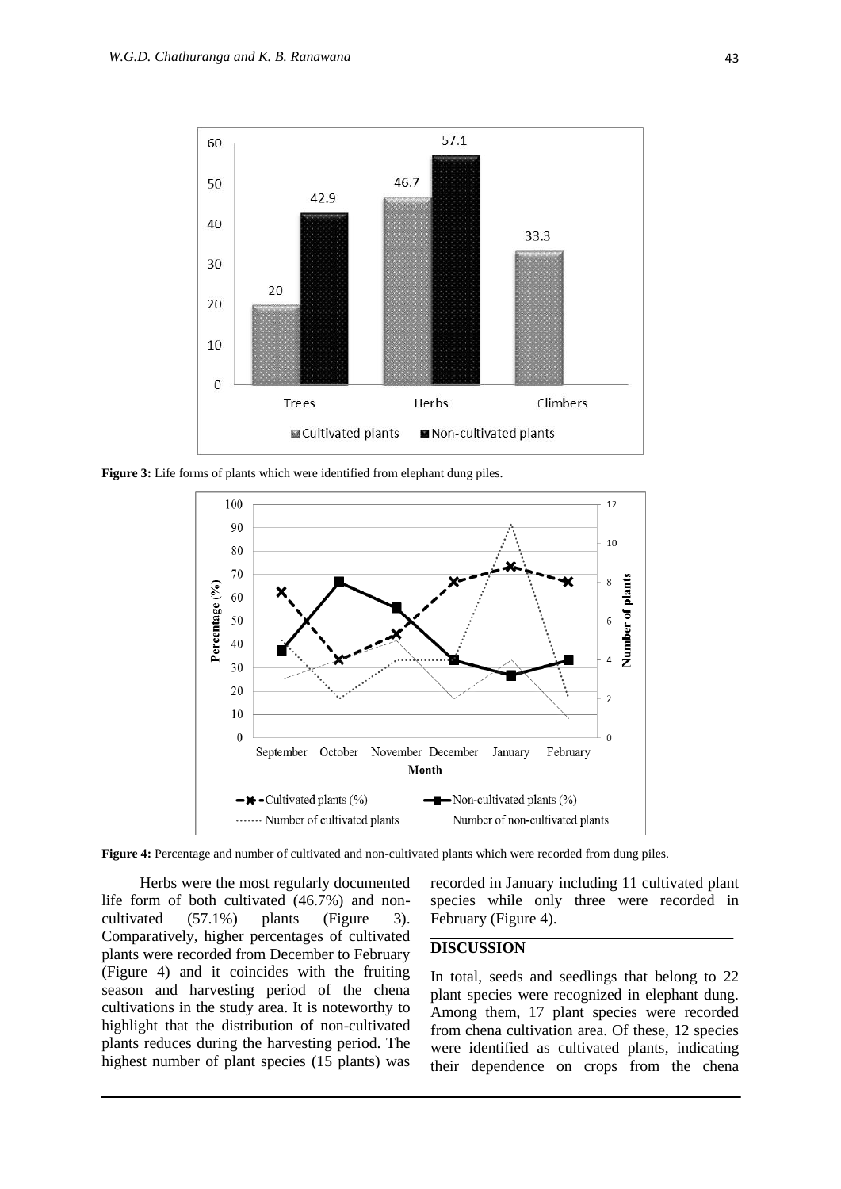**Figure 3:** Life forms of plants which were identified from elephant dung piles.

**Figure 4:** Percentage and number of cultivated and non-cultivated plants which were recorded from dung piles.

Herbs were the most regularly documented life form of both cultivated (46.7%) and non-cultivated (57.1%) plants (Figure 3). Comparatively, higher percentages of cultivated plants were recorded from December to February (Figure 4) and it coincides with the fruiting season and harvesting period of the chena cultivations in the study area. It is noteworthy to highlight that the distribution of non-cultivated plants reduces during the harvesting period. The highest number of plant species (15 plants) was recorded in January including 11 cultivated plant species while only three were recorded in February (Figure 4).

## DISCUSSION

In total, seeds and seedlings that belong to 22 plant species were recognized in elephant dung. Among them, 17 plant species were recorded from chena cultivation area. Of these, 12 species were identified as cultivated plants, indicating their dependence on crops from the chena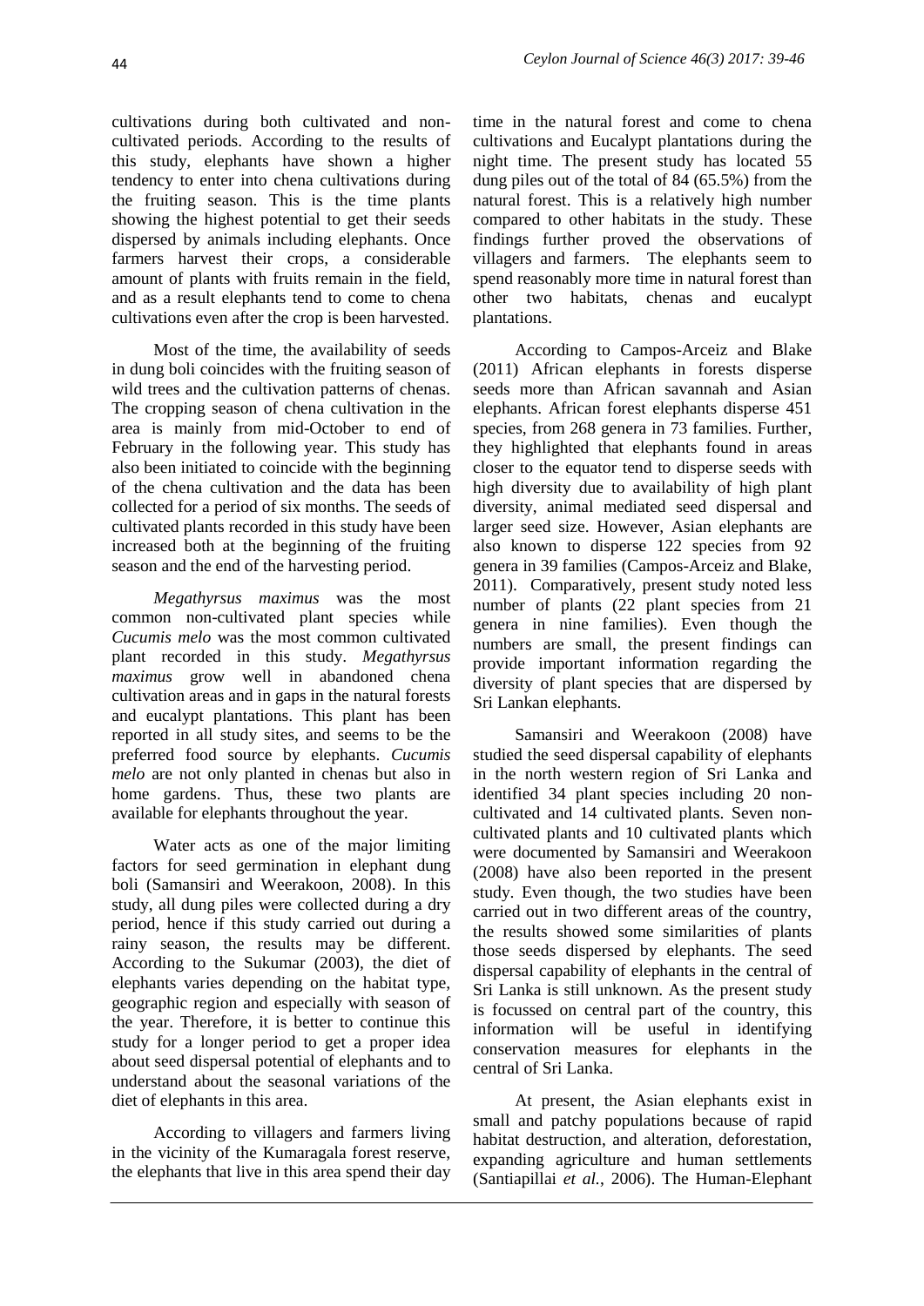cultivations during both cultivated and non-cultivated periods. According to the results of this study, elephants have shown a higher tendency to enter into chena cultivations during the fruiting season. This is the time plants showing the highest potential to get their seeds dispersed by animals including elephants. Once farmers harvest their crops, a considerable amount of plants with fruits remain in the field, and as a result elephants tend to come to chena cultivations even after the crop is been harvested.

Most of the time, the availability of seeds in dung boli coincides with the fruiting season of wild trees and the cultivation patterns of chenas. The cropping season of chena cultivation in the area is mainly from mid-October to end of February in the following year. This study has also been initiated to coincide with the beginning of the chena cultivation and the data has been collected for a period of six months. The seeds of cultivated plants recorded in this study have been increased both at the beginning of the fruiting season and the end of the harvesting period.

*Megathyrsus maximus* was the most common non-cultivated plant species while *Cucumis melo* was the most common cultivated plant recorded in this study. *Megathyrsus maximus* grow well in abandoned chena cultivation areas and in gaps in the natural forests and eucalypt plantations. This plant has been reported in all study sites, and seems to be the preferred food source by elephants. *Cucumis melo* are not only planted in chenas but also in home gardens. Thus, these two plants are available for elephants throughout the year.

Water acts as one of the major limiting factors for seed germination in elephant dung boli (Samansiri and Weerakoon, 2008). In this study, all dung piles were collected during a dry period, hence if this study carried out during a rainy season, the results may be different. According to the Sukumar (2003), the diet of elephants varies depending on the habitat type, geographic region and especially with season of the year. Therefore, it is better to continue this study for a longer period to get a proper idea about seed dispersal potential of elephants and to understand about the seasonal variations of the diet of elephants in this area.

According to villagers and farmers living in the vicinity of the Kumaragala forest reserve, the elephants that live in this area spend their day time in the natural forest and come to chena cultivations and Eucalypt plantations during the night time. The present study has located 55 dung piles out of the total of 84 (65.5%) from the natural forest. This is a relatively high number compared to other habitats in the study. These findings further proved the observations of villagers and farmers. The elephants seem to spend reasonably more time in natural forest than other two habitats, chenas and eucalypt plantations.

According to Campos-Arceiz and Blake (2011) African elephants in forests disperse seeds more than African savannah and Asian elephants. African forest elephants disperse 451 species, from 268 genera in 73 families. Further, they highlighted that elephants found in areas closer to the equator tend to disperse seeds with high diversity due to availability of high plant diversity, animal mediated seed dispersal and larger seed size. However, Asian elephants are also known to disperse 122 species from 92 genera in 39 families (Campos-Arceiz and Blake, 2011). Comparatively, present study noted less number of plants (22 plant species from 21 genera in nine families). Even though the numbers are small, the present findings can provide important information regarding the diversity of plant species that are dispersed by Sri Lankan elephants.

Samansiri and Weerakoon (2008) have studied the seed dispersal capability of elephants in the north western region of Sri Lanka and identified 34 plant species including 20 non-cultivated and 14 cultivated plants. Seven non-cultivated plants and 10 cultivated plants which were documented by Samansiri and Weerakoon (2008) have also been reported in the present study. Even though, the two studies have been carried out in two different areas of the country, the results showed some similarities of plants those seeds dispersed by elephants. The seed dispersal capability of elephants in the central of Sri Lanka is still unknown. As the present study is focussed on central part of the country, this information will be useful in identifying conservation measures for elephants in the central of Sri Lanka.

At present, the Asian elephants exist in small and patchy populations because of rapid habitat destruction, and alteration, deforestation, expanding agriculture and human settlements (Santiapillai *et al.*, 2006). The Human-Elephant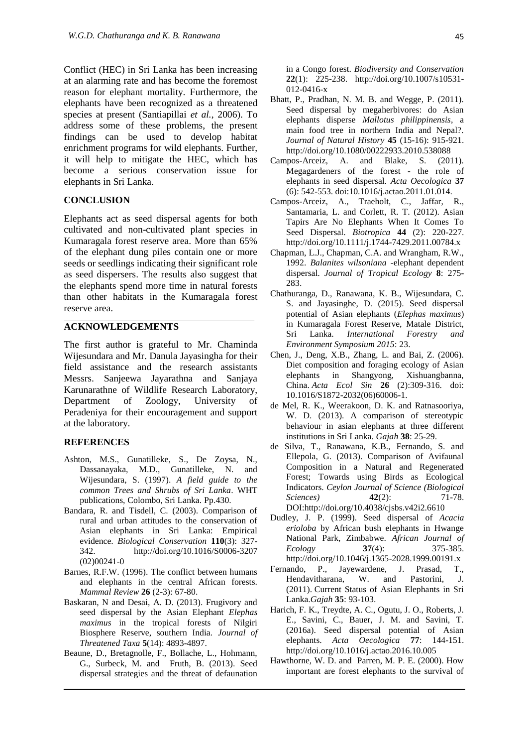Conflict (HEC) in Sri Lanka has been increasing at an alarming rate and has become the foremost reason for elephant mortality. Furthermore, the elephants have been recognized as a threatened species at present (Santiapillai *et al.*, 2006). To address some of these problems, the present findings can be used to develop habitat enrichment programs for wild elephants. Further, it will help to mitigate the HEC, which has become a serious conservation issue for elephants in Sri Lanka.

## CONCLUSION

Elephants act as seed dispersal agents for both cultivated and non-cultivated plant species in Kumaragala forest reserve area. More than 65% of the elephant dung piles contain one or more seeds or seedlings indicating their significant role as seed dispersers. The results also suggest that the elephants spend more time in natural forests than other habitats in the Kumaragala forest reserve area.

## ACKNOWLEDGEMENTS

The first author is grateful to Mr. Chaminda Wijesundara and Mr. Danula Jayasingha for their field assistance and the research assistants Messrs. Sanjeewa Jayarathna and Sanjaya Karunarathne of Wildlife Research Laboratory, Department of Zoology, University of Peradeniya for their encouragement and support at the laboratory.

## REFERENCES

Ashton, M.S., Gunatilleke, S., De Zoysa, N., Dassanayaka, M.D., Gunatilleke, N. and Wijesundara, S. (1997). *A field guide to the common Trees and Shrubs of Sri Lanka*. WHT publications, Colombo, Sri Lanka. Pp.430.

Bandara, R. and Tisdell, C. (2003). Comparison of rural and urban attitudes to the conservation of Asian elephants in Sri Lanka: Empirical evidence. *Biological Conservation* **110**(3): 327-342. http://doi.org/10.1016/S0006-3207(02)00241-0

Barnes, R.F.W. (1996). The conflict between humans and elephants in the central African forests. *Mammal Review* **26** (2-3): 67-80.

Baskaran, N and Desai, A. D. (2013). Frugivory and seed dispersal by the Asian Elephant *Elephas maximus* in the tropical forests of Nilgiri Biosphere Reserve, southern India. *Journal of Threatened Taxa* **5**(14): 4893-4897.

Beaune, D., Bretagnolle, F., Bollache, L., Hohmann, G., Surbeck, M. and Fruth, B. (2013). Seed dispersal strategies and the threat of defaunation in a Congo forest. *Biodiversity and Conservation* **22**(1): 225-238. http://doi.org/10.1007/s10531-012-0416-x

Bhatt, P., Pradhan, N. M. B. and Wegge, P. (2011). Seed dispersal by megaherbivores: do Asian elephants disperse *Mallotus philippinensis*, a main food tree in northern India and Nepal?. *Journal of Natural History* **45** (15-16): 915-921. http://doi.org/10.1080/00222933.2010.538088

Campos-Arceiz, A. and Blake, S. (2011). Megagardeners of the forest - the role of elephants in seed dispersal. *Acta Oecologica* **37** (6): 542-553. doi:10.1016/j.actao.2011.01.014.

Campos-Arceiz, A., Traeholt, C., Jaffar, R., Santamaria, L. and Corlett, R. T. (2012). Asian Tapirs Are No Elephants When It Comes To Seed Dispersal. *Biotropica* **44** (2): 220-227. http://doi.org/10.1111/j.1744-7429.2011.00784.x

Chapman, L.J., Chapman, C.A. and Wrangham, R.W., 1992. *Balanites wilsoniana* -elephant dependent dispersal. *Journal of Tropical Ecology* **8**: 275-283.

Chathuranga, D., Ranawana, K. B., Wijesundara, C. S. and Jayasinghe, D. (2015). Seed dispersal potential of Asian elephants (*Elephas maximus*) in Kumaragala Forest Reserve, Matale District, Sri Lanka. *International Forestry and Environment Symposium 2015*: 23.

Chen, J., Deng, X.B., Zhang, L. and Bai, Z. (2006). Diet composition and foraging ecology of Asian elephants in Shangyong, Xishuangbanna, China. *Acta Ecol Sin* **26** (2):309-316. doi: 10.1016/S1872-2032(06)60006-1.

de Mel, R. K., Weerakoon, D. K. and Ratnasooriya, W. D. (2013). A comparison of stereotypic behaviour in asian elephants at three different institutions in Sri Lanka. *Gajah* **38**: 25-29.

de Silva, T., Ranawana, K.B., Fernando, S. and Ellepola, G. (2013). Comparison of Avifaunal Composition in a Natural and Regenerated Forest; Towards using Birds as Ecological Indicators. *Ceylon Journal of Science (Biological Sciences)* **42**(2): 71-78. DOI:http://doi.org/10.4038/cjsbs.v42i2.6610

Dudley, J. P. (1999). Seed dispersal of *Acacia erioloba* by African bush elephants in Hwange National Park, Zimbabwe. *African Journal of Ecology* **37**(4): 375-385. http://doi.org/10.1046/j.1365-2028.1999.00191.x

Fernando, P., Jayewardene, J. Prasad, T., Hendavitharana, W. and Pastorini, J. (2011). Current Status of Asian Elephants in Sri Lanka.*Gajah* **35**: 93-103.

Harich, F. K., Treydte, A. C., Ogutu, J. O., Roberts, J. E., Savini, C., Bauer, J. M. and Savini, T. (2016a). Seed dispersal potential of Asian elephants. *Acta Oecologica* **77**: 144-151. http://doi.org/10.1016/j.actao.2016.10.005

Hawthorne, W. D. and Parren, M. P. E. (2000). How important are forest elephants to the survival of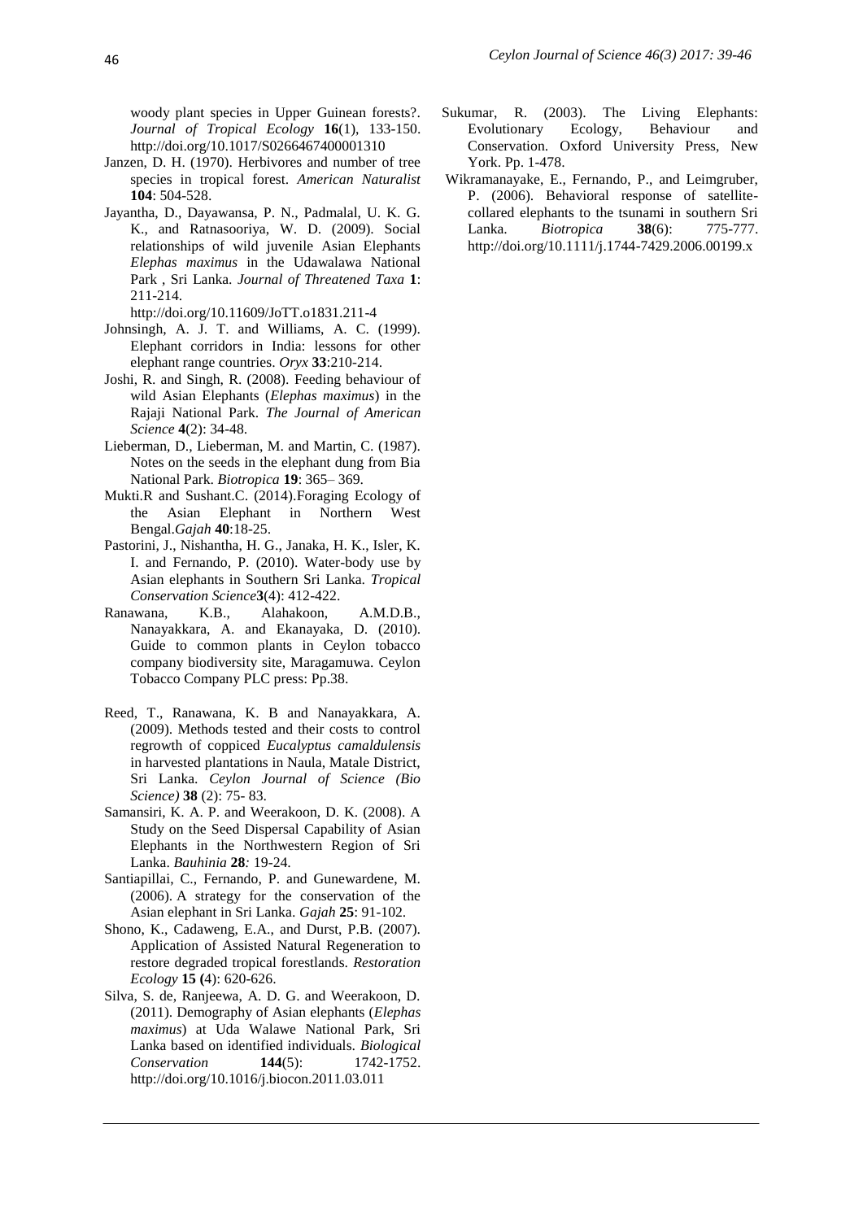woody plant species in Upper Guinean forests?. *Journal of Tropical Ecology* **16**(1), 133-150. http://doi.org/10.1017/S0266467400001310

Janzen, D. H. (1970). Herbivores and number of tree species in tropical forest. *American Naturalist* **104**: 504-528.

Jayantha, D., Dayawansa, P. N., Padmalal, U. K. G. K., and Ratnasooriya, W. D. (2009). Social relationships of wild juvenile Asian Elephants *Elephas maximus* in the Udawalawa National Park , Sri Lanka. *Journal of Threatened Taxa* **1**: 211-214. http://doi.org/10.11609/JoTT.o1831.211-4

Johnsingh, A. J. T. and Williams, A. C. (1999). Elephant corridors in India: lessons for other elephant range countries. *Oryx* **33**:210-214.

Joshi, R. and Singh, R. (2008). Feeding behaviour of wild Asian Elephants (*Elephas maximus*) in the Rajaji National Park. *The Journal of American Science* **4**(2): 34-48.

Lieberman, D., Lieberman, M. and Martin, C. (1987). Notes on the seeds in the elephant dung from Bia National Park. *Biotropica* **19**: 365– 369.

Mukti.R and Sushant.C. (2014).Foraging Ecology of the Asian Elephant in Northern West Bengal.*Gajah* **40**:18-25.

Pastorini, J., Nishantha, H. G., Janaka, H. K., Isler, K. I. and Fernando, P. (2010). Water-body use by Asian elephants in Southern Sri Lanka. *Tropical Conservation Science***3**(4): 412-422.

Ranawana, K.B., Alahakoon, A.M.D.B., Nanayakkara, A. and Ekanayaka, D. (2010). Guide to common plants in Ceylon tobacco company biodiversity site, Maragamuwa. Ceylon Tobacco Company PLC press: Pp.38.

Reed, T., Ranawana, K. B and Nanayakkara, A. (2009). Methods tested and their costs to control regrowth of coppiced *Eucalyptus camaldulensis* in harvested plantations in Naula, Matale District, Sri Lanka. *Ceylon Journal of Science (Bio Science)* **38** (2): 75- 83.

Samansiri, K. A. P. and Weerakoon, D. K. (2008). A Study on the Seed Dispersal Capability of Asian Elephants in the Northwestern Region of Sri Lanka. *Bauhinia* **28***:* 19-24.

Santiapillai, C., Fernando, P. and Gunewardene, M. (2006). A strategy for the conservation of the Asian elephant in Sri Lanka. *Gajah* **25**: 91-102.

Shono, K., Cadaweng, E.A., and Durst, P.B. (2007). Application of Assisted Natural Regeneration to restore degraded tropical forestlands. *Restoration Ecology* **15 (**4): 620-626.

Silva, S. de, Ranjeewa, A. D. G. and Weerakoon, D. (2011). Demography of Asian elephants (*Elephas maximus*) at Uda Walawe National Park, Sri Lanka based on identified individuals. *Biological Conservation* **144**(5): 1742-1752. http://doi.org/10.1016/j.biocon.2011.03.011

Sukumar, R. (2003). The Living Elephants: Evolutionary Ecology, Behaviour and Conservation. Oxford University Press, New York. Pp. 1-478.

Wikramanayake, E., Fernando, P., and Leimgruber, P. (2006). Behavioral response of satellite-collared elephants to the tsunami in southern Sri Lanka. *Biotropica* **38**(6): 775-777. http://doi.org/10.1111/j.1744-7429.2006.00199.x